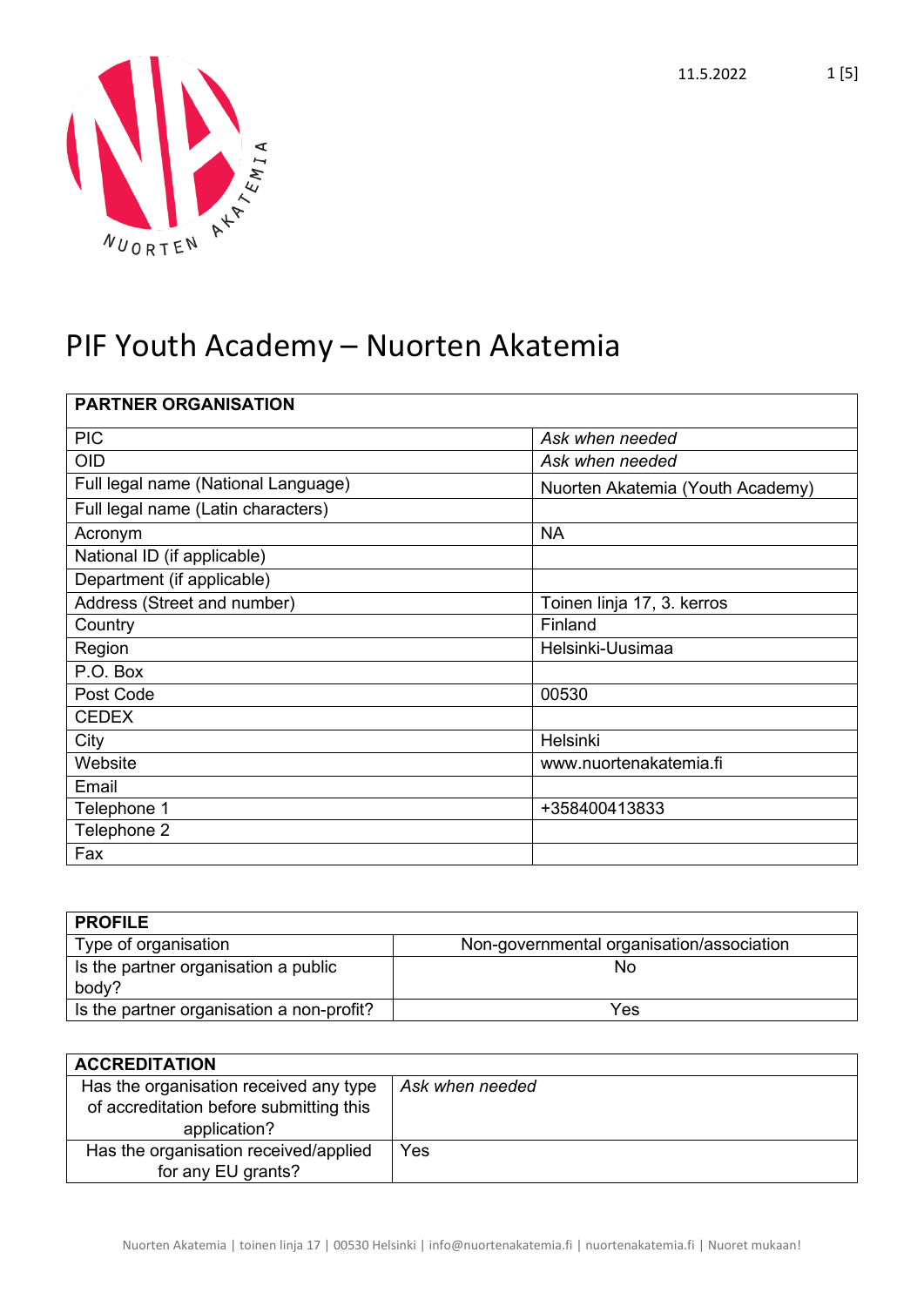# PIF Youth Academy – Nuorten Akatemia

| PARTNER ORGANISATION | |
|---|---|
| PIC | *Ask when needed* |
| OID | *Ask when needed* |
| Full legal name (National Language) | Nuorten Akatemia (Youth Academy) |
| Full legal name (Latin characters) | |
| Acronym | NA |
| National ID (if applicable) | |
| Department (if applicable) | |
| Address (Street and number) | Toinen linja 17, 3. kerros |
| Country | Finland |
| Region | Helsinki-Uusimaa |
| P.O. Box | |
| Post Code | 00530 |
| CEDEX | |
| City | Helsinki |
| Website | www.nuortenakatemia.fi |
| Email | |
| Telephone 1 | +358400413833 |
| Telephone 2 | |
| Fax | |

| PROFILE | |
|---|---|
| Type of organisation | Non-governmental organisation/association |
| Is the partner organisation a public body? | No |
| Is the partner organisation a non-profit? | Yes |

| ACCREDITATION | |
|---|---|
| Has the organisation received any type of accreditation before submitting this application? | *Ask when needed* |
| Has the organisation received/applied for any EU grants? | Yes |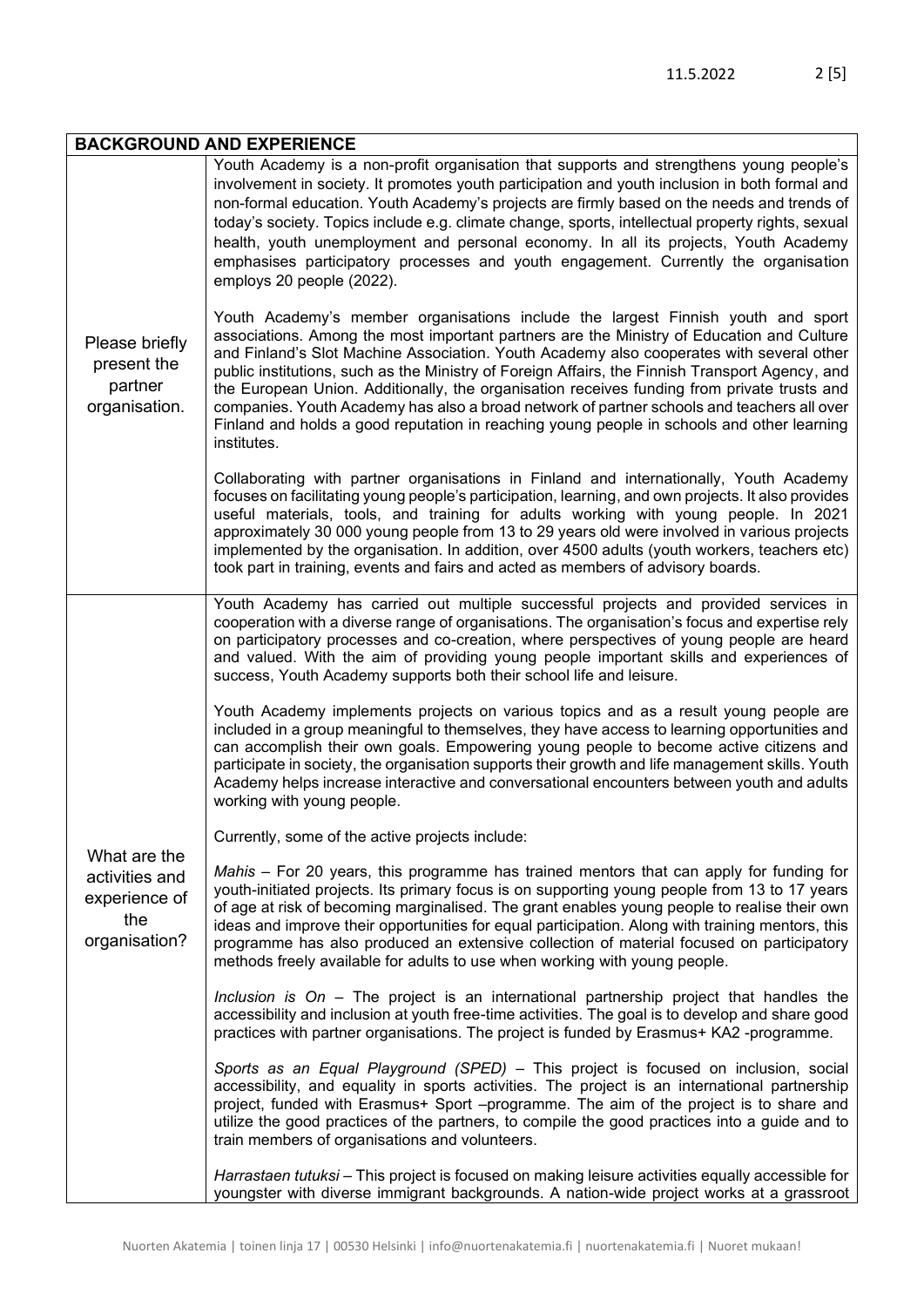| BACKGROUND AND EXPERIENCE | |
|---|---|
| Please briefly present the partner organisation. | Youth Academy is a non-profit organisation that supports and strengthens young people's involvement in society. It promotes youth participation and youth inclusion in both formal and non-formal education. Youth Academy's projects are firmly based on the needs and trends of today's society. Topics include e.g. climate change, sports, intellectual property rights, sexual health, youth unemployment and personal economy. In all its projects, Youth Academy emphasises participatory processes and youth engagement. Currently the organisation employs 20 people (2022).<br><br>Youth Academy's member organisations include the largest Finnish youth and sport associations. Among the most important partners are the Ministry of Education and Culture and Finland's Slot Machine Association. Youth Academy also cooperates with several other public institutions, such as the Ministry of Foreign Affairs, the Finnish Transport Agency, and the European Union. Additionally, the organisation receives funding from private trusts and companies. Youth Academy has also a broad network of partner schools and teachers all over Finland and holds a good reputation in reaching young people in schools and other learning institutes.<br><br>Collaborating with partner organisations in Finland and internationally, Youth Academy focuses on facilitating young people's participation, learning, and own projects. It also provides useful materials, tools, and training for adults working with young people. In 2021 approximately 30 000 young people from 13 to 29 years old were involved in various projects implemented by the organisation. In addition, over 4500 adults (youth workers, teachers etc) took part in training, events and fairs and acted as members of advisory boards. |
| What are the activities and experience of the organisation? | Youth Academy has carried out multiple successful projects and provided services in cooperation with a diverse range of organisations. The organisation's focus and expertise rely on participatory processes and co-creation, where perspectives of young people are heard and valued. With the aim of providing young people important skills and experiences of success, Youth Academy supports both their school life and leisure.<br><br>Youth Academy implements projects on various topics and as a result young people are included in a group meaningful to themselves, they have access to learning opportunities and can accomplish their own goals. Empowering young people to become active citizens and participate in society, the organisation supports their growth and life management skills. Youth Academy helps increase interactive and conversational encounters between youth and adults working with young people.<br><br>Currently, some of the active projects include:<br><br>*Mahis* – For 20 years, this programme has trained mentors that can apply for funding for youth-initiated projects. Its primary focus is on supporting young people from 13 to 17 years of age at risk of becoming marginalised. The grant enables young people to realise their own ideas and improve their opportunities for equal participation. Along with training mentors, this programme has also produced an extensive collection of material focused on participatory methods freely available for adults to use when working with young people.<br><br>*Inclusion is On* – The project is an international partnership project that handles the accessibility and inclusion at youth free-time activities. The goal is to develop and share good practices with partner organisations. The project is funded by Erasmus+ KA2 -programme.<br><br>*Sports as an Equal Playground (SPED)* – This project is focused on inclusion, social accessibility, and equality in sports activities. The project is an international partnership project, funded with Erasmus+ Sport –programme. The aim of the project is to share and utilize the good practices of the partners, to compile the good practices into a guide and to train members of organisations and volunteers.<br><br>*Harrastaen tutuksi* – This project is focused on making leisure activities equally accessible for youngster with diverse immigrant backgrounds. A nation-wide project works at a grassroot |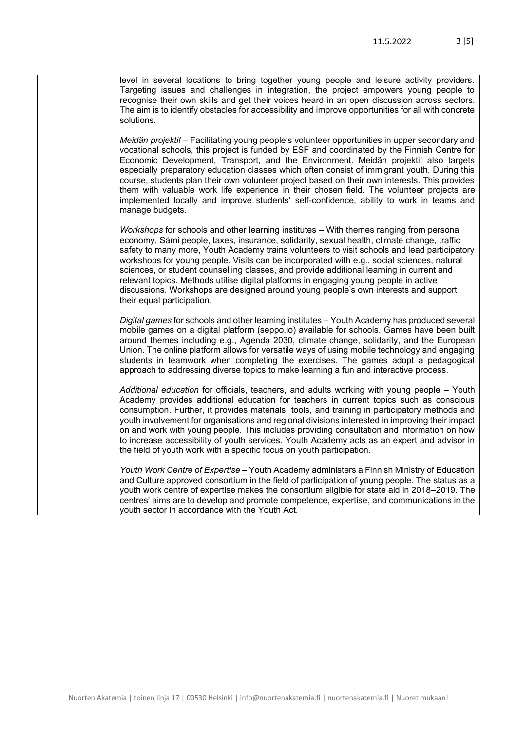level in several locations to bring together young people and leisure activity providers. Targeting issues and challenges in integration, the project empowers young people to recognise their own skills and get their voices heard in an open discussion across sectors. The aim is to identify obstacles for accessibility and improve opportunities for all with concrete solutions.

*Meidän projekti!* – Facilitating young people's volunteer opportunities in upper secondary and vocational schools, this project is funded by ESF and coordinated by the Finnish Centre for Economic Development, Transport, and the Environment. Meidän projekti! also targets especially preparatory education classes which often consist of immigrant youth. During this course, students plan their own volunteer project based on their own interests. This provides them with valuable work life experience in their chosen field. The volunteer projects are implemented locally and improve students' self-confidence, ability to work in teams and manage budgets.

*Workshops* for schools and other learning institutes – With themes ranging from personal economy, Sámi people, taxes, insurance, solidarity, sexual health, climate change, traffic safety to many more, Youth Academy trains volunteers to visit schools and lead participatory workshops for young people. Visits can be incorporated with e.g., social sciences, natural sciences, or student counselling classes, and provide additional learning in current and relevant topics. Methods utilise digital platforms in engaging young people in active discussions. Workshops are designed around young people's own interests and support their equal participation.

*Digital games* for schools and other learning institutes – Youth Academy has produced several mobile games on a digital platform (seppo.io) available for schools. Games have been built around themes including e.g., Agenda 2030, climate change, solidarity, and the European Union. The online platform allows for versatile ways of using mobile technology and engaging students in teamwork when completing the exercises. The games adopt a pedagogical approach to addressing diverse topics to make learning a fun and interactive process.

*Additional education* for officials, teachers, and adults working with young people – Youth Academy provides additional education for teachers in current topics such as conscious consumption. Further, it provides materials, tools, and training in participatory methods and youth involvement for organisations and regional divisions interested in improving their impact on and work with young people. This includes providing consultation and information on how to increase accessibility of youth services. Youth Academy acts as an expert and advisor in the field of youth work with a specific focus on youth participation.

*Youth Work Centre of Expertise* – Youth Academy administers a Finnish Ministry of Education and Culture approved consortium in the field of participation of young people. The status as a youth work centre of expertise makes the consortium eligible for state aid in 2018–2019. The centres' aims are to develop and promote competence, expertise, and communications in the youth sector in accordance with the Youth Act.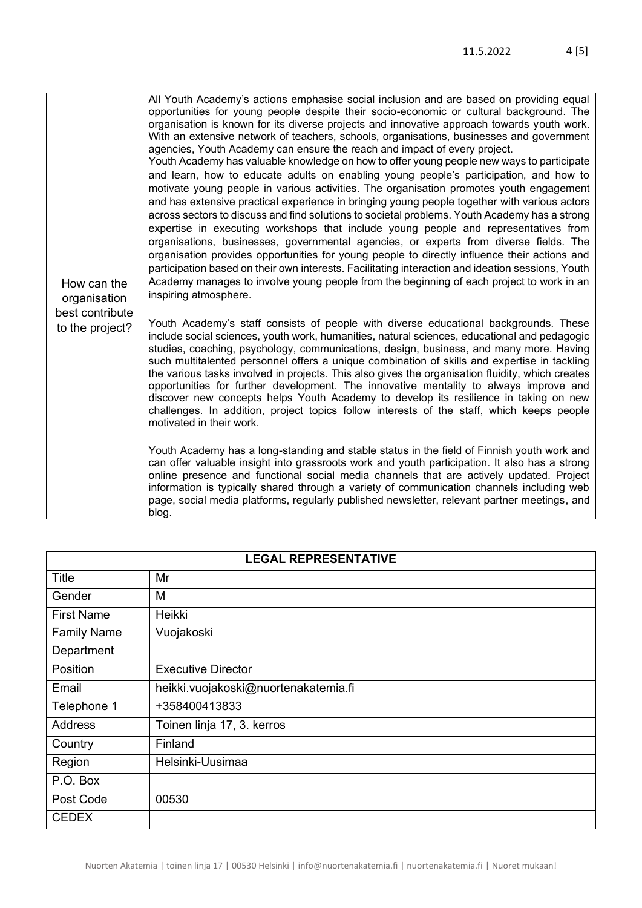| How can the organisation best contribute to the project? | All Youth Academy's actions emphasise social inclusion and are based on providing equal opportunities for young people despite their socio-economic or cultural background. The organisation is known for its diverse projects and innovative approach towards youth work. With an extensive network of teachers, schools, organisations, businesses and government agencies, Youth Academy can ensure the reach and impact of every project.<br>Youth Academy has valuable knowledge on how to offer young people new ways to participate and learn, how to educate adults on enabling young people's participation, and how to motivate young people in various activities. The organisation promotes youth engagement and has extensive practical experience in bringing young people together with various actors across sectors to discuss and find solutions to societal problems. Youth Academy has a strong expertise in executing workshops that include young people and representatives from organisations, businesses, governmental agencies, or experts from diverse fields. The organisation provides opportunities for young people to directly influence their actions and participation based on their own interests. Facilitating interaction and ideation sessions, Youth Academy manages to involve young people from the beginning of each project to work in an inspiring atmosphere.<br><br>Youth Academy's staff consists of people with diverse educational backgrounds. These include social sciences, youth work, humanities, natural sciences, educational and pedagogic studies, coaching, psychology, communications, design, business, and many more. Having such multitalented personnel offers a unique combination of skills and expertise in tackling the various tasks involved in projects. This also gives the organisation fluidity, which creates opportunities for further development. The innovative mentality to always improve and discover new concepts helps Youth Academy to develop its resilience in taking on new challenges. In addition, project topics follow interests of the staff, which keeps people motivated in their work.<br><br>Youth Academy has a long-standing and stable status in the field of Finnish youth work and can offer valuable insight into grassroots work and youth participation. It also has a strong online presence and functional social media channels that are actively updated. Project information is typically shared through a variety of communication channels including web page, social media platforms, regularly published newsletter, relevant partner meetings, and blog. |
|---|---|

| LEGAL REPRESENTATIVE | |
|---|---|
| Title | Mr |
| Gender | M |
| First Name | Heikki |
| Family Name | Vuojakoski |
| Department | |
| Position | Executive Director |
| Email | heikki.vuojakoski@nuortenakatemia.fi |
| Telephone 1 | +358400413833 |
| Address | Toinen linja 17, 3. kerros |
| Country | Finland |
| Region | Helsinki-Uusimaa |
| P.O. Box | |
| Post Code | 00530 |
| CEDEX | |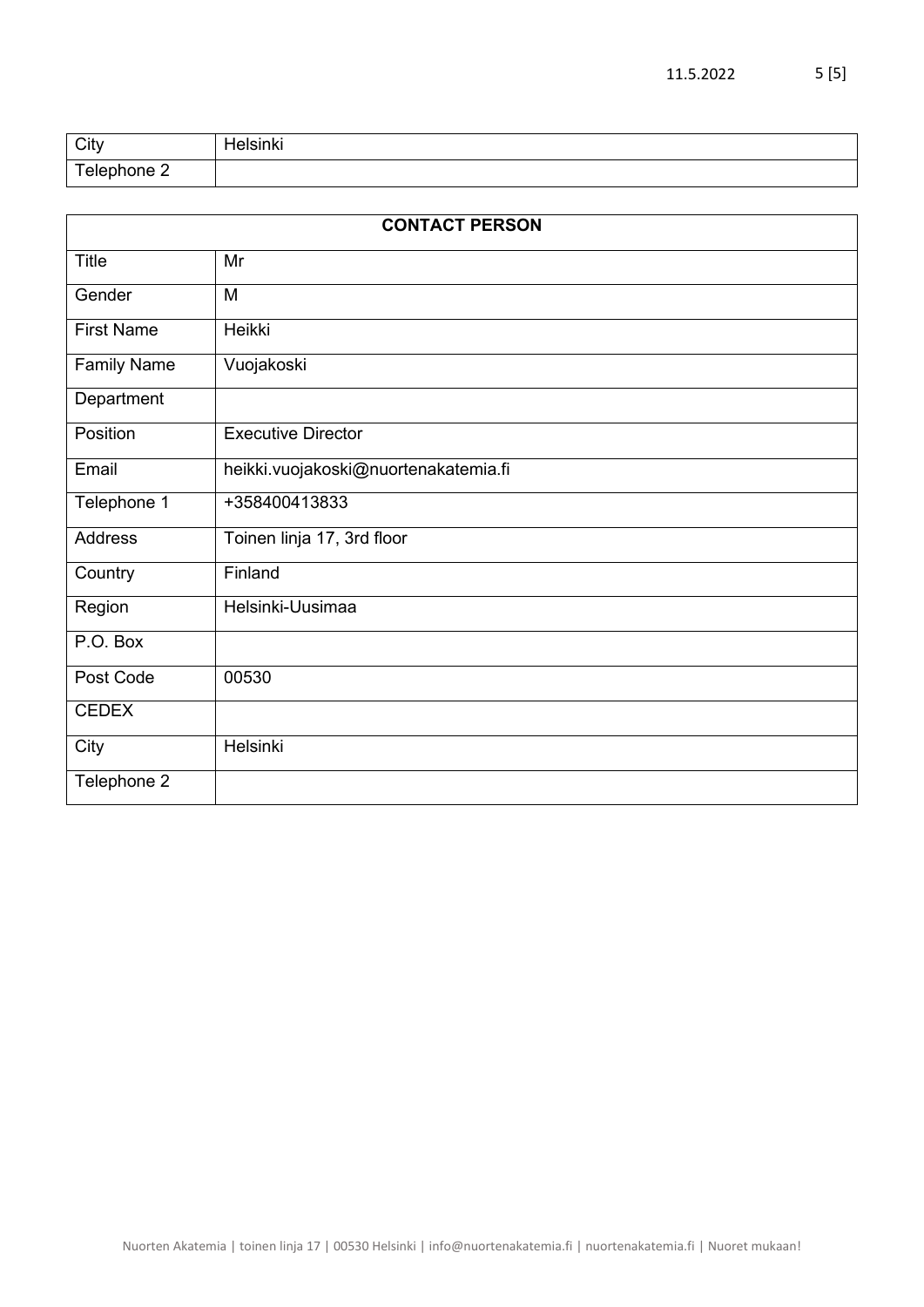| | |
|---|---|
| City | Helsinki |
| Telephone 2 | |

| CONTACT PERSON | |
|---|---|
| Title | Mr |
| Gender | M |
| First Name | Heikki |
| Family Name | Vuojakoski |
| Department | |
| Position | Executive Director |
| Email | heikki.vuojakoski@nuortenakatemia.fi |
| Telephone 1 | +358400413833 |
| Address | Toinen linja 17, 3rd floor |
| Country | Finland |
| Region | Helsinki-Uusimaa |
| P.O. Box | |
| Post Code | 00530 |
| CEDEX | |
| City | Helsinki |
| Telephone 2 | |